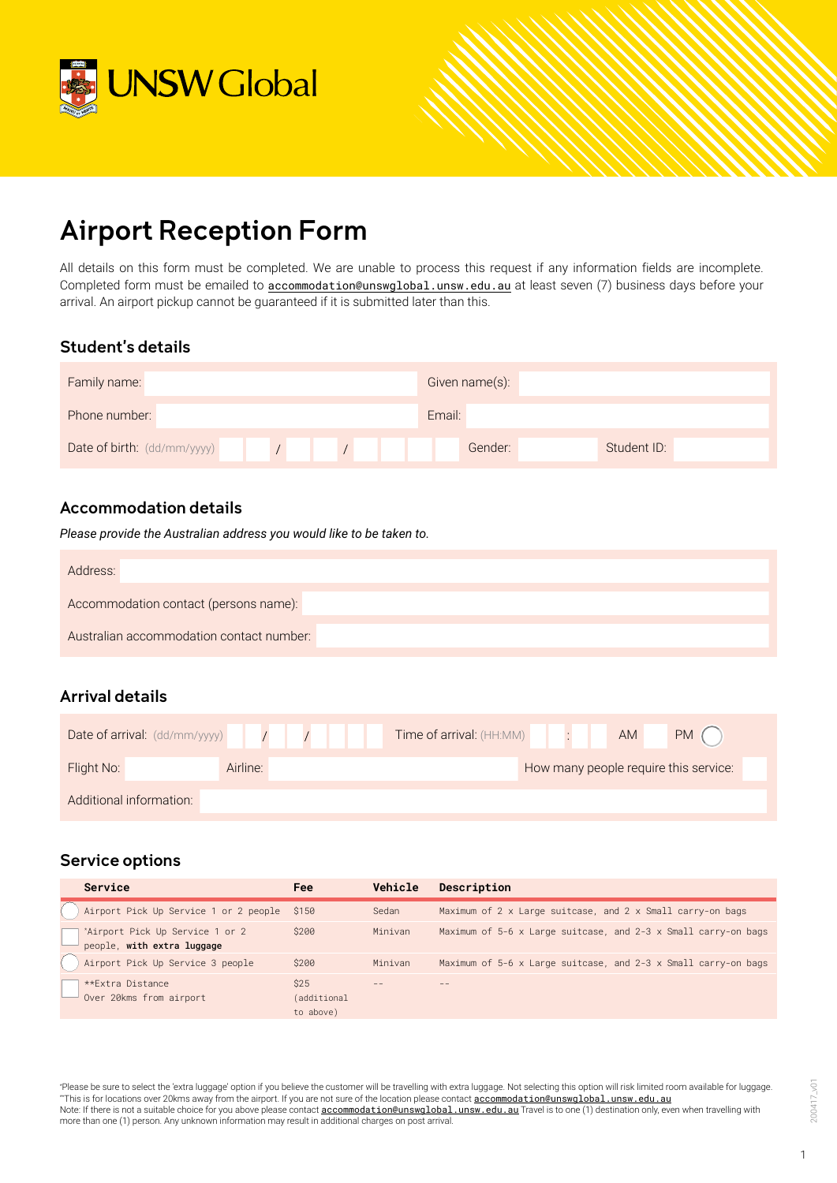UNSW Global

# Airport Reception Form

All details on this form must be completed. We are unable to process this request if any information fields are incomplete. Completed form must be emailed to accommodation@unswglobal.unsw.edu.au at least seven (7) business days before your arrival. An airport pickup cannot be guaranteed if it is submitted later than this.

## Student's details

| | | | |
|---|---|---|---|
| Family name: | | Given name(s): | |
| Phone number: | | Email: | |
| Date of birth: (dd/mm/yyyy) __ __ / __ __ / __ __ __ __ | Gender: | | Student ID: |

## Accommodation details

*Please provide the Australian address you would like to be taken to.*

| | |
|---|---|
| Address: | |
| Accommodation contact (persons name): | |
| Australian accommodation contact number: | |

## Arrival details

| | | | |
|---|---|---|---|
| Date of arrival: (dd/mm/yyyy) __ __ / __ __ / __ __ __ __ | | Time of arrival: (HH:MM) __ __ : __ __ | AM ☐ PM ◯ |
| Flight No: | Airline: | How many people require this service: | |
| Additional information: | | | |

## Service options

| Service | Fee | Vehicle | Description |
|---|---|---|---|
| ◯ Airport Pick Up Service 1 or 2 people | $150 | Sedan | Maximum of 2 x Large suitcase, and 2 x Small carry-on bags |
| ☐ *Airport Pick Up Service 1 or 2 people, **with extra luggage** | $200 | Minivan | Maximum of 5-6 x Large suitcase, and 2-3 x Small carry-on bags |
| ◯ Airport Pick Up Service 3 people | $200 | Minivan | Maximum of 5-6 x Large suitcase, and 2-3 x Small carry-on bags |
| ☐ **Extra Distance Over 20kms from airport | $25 (additional to above) | -- | -- |

*Please be sure to select the 'extra luggage' option if you believe the customer will be travelling with extra luggage. Not selecting this option will risk limited room available for luggage.
**This is for locations over 20kms away from the airport. If you are not sure of the location please contact accommodation@unswglobal.unsw.edu.au
Note: If there is not a suitable choice for you above please contact accommodation@unswglobal.unsw.edu.au Travel is to one (1) destination only, even when travelling with more than one (1) person. Any unknown information may result in additional charges on post arrival.

200417_v01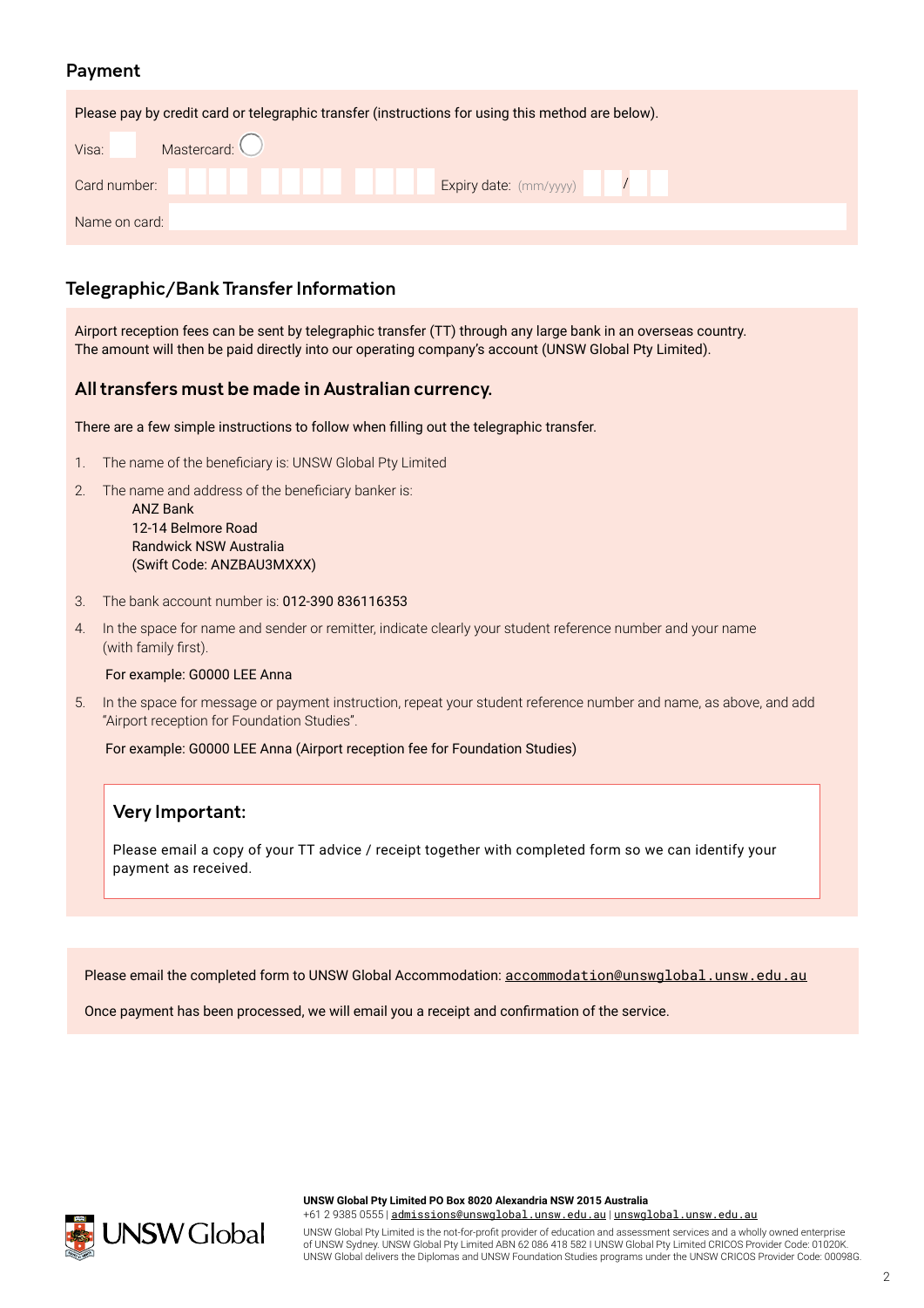## Payment

Please pay by credit card or telegraphic transfer (instructions for using this method are below).

Visa: Mastercard:

Card number: Expiry date: (mm/yyyy) /

Name on card:

## Telegraphic/Bank Transfer Information

Airport reception fees can be sent by telegraphic transfer (TT) through any large bank in an overseas country. The amount will then be paid directly into our operating company's account (UNSW Global Pty Limited).

### All transfers must be made in Australian currency.

There are a few simple instructions to follow when filling out the telegraphic transfer.

1. The name of the beneficiary is: UNSW Global Pty Limited
2. The name and address of the beneficiary banker is:
   ANZ Bank
   12-14 Belmore Road
   Randwick NSW Australia
   (Swift Code: ANZBAU3MXXX)
3. The bank account number is: 012-390 836116353
4. In the space for name and sender or remitter, indicate clearly your student reference number and your name (with family first).

   For example: G0000 LEE Anna
5. In the space for message or payment instruction, repeat your student reference number and name, as above, and add "Airport reception for Foundation Studies".

   For example: G0000 LEE Anna (Airport reception fee for Foundation Studies)

### Very Important:

Please email a copy of your TT advice / receipt together with completed form so we can identify your payment as received.

Please email the completed form to UNSW Global Accommodation: accommodation@unswglobal.unsw.edu.au

Once payment has been processed, we will email you a receipt and confirmation of the service.

**UNSW Global Pty Limited PO Box 8020 Alexandria NSW 2015 Australia**
+61 2 9385 0555 | admissions@unswglobal.unsw.edu.au | unswglobal.unsw.edu.au

UNSW Global Pty Limited is the not-for-profit provider of education and assessment services and a wholly owned enterprise of UNSW Sydney. UNSW Global Pty Limited ABN 62 086 418 582 I UNSW Global Pty Limited CRICOS Provider Code: 01020K. UNSW Global delivers the Diplomas and UNSW Foundation Studies programs under the UNSW CRICOS Provider Code: 00098G.